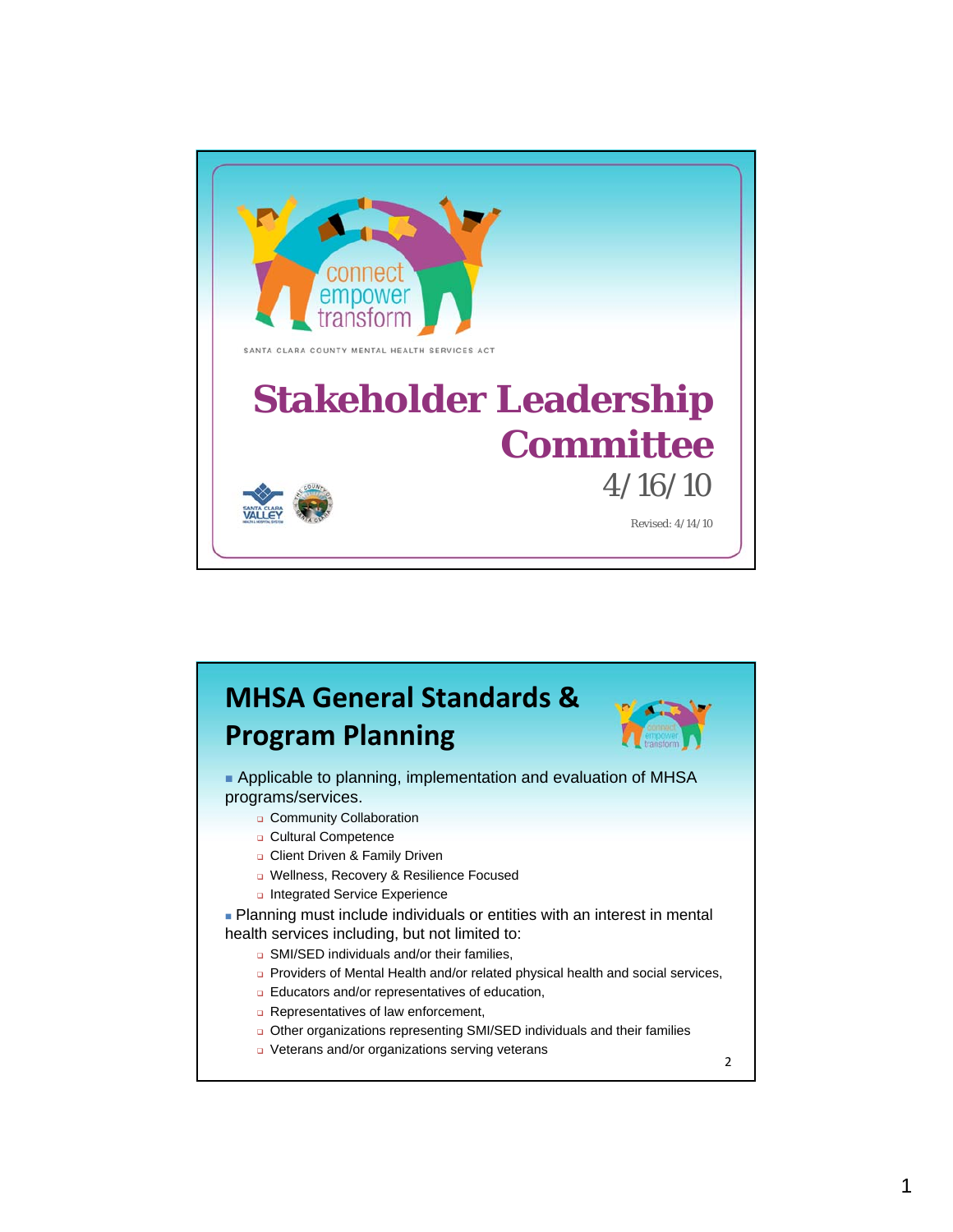connect
empower
transform

SANTA CLARA COUNTY MENTAL HEALTH SERVICES ACT

# Stakeholder Leadership Committee

4/16/10

Revised: 4/14/10

## MHSA General Standards & Program Planning

- Applicable to planning, implementation and evaluation of MHSA programs/services.
  - Community Collaboration
  - Cultural Competence
  - Client Driven & Family Driven
  - Wellness, Recovery & Resilience Focused
  - Integrated Service Experience
- Planning must include individuals or entities with an interest in mental health services including, but not limited to:
  - SMI/SED individuals and/or their families,
  - Providers of Mental Health and/or related physical health and social services,
  - Educators and/or representatives of education,
  - Representatives of law enforcement,
  - Other organizations representing SMI/SED individuals and their families
  - Veterans and/or organizations serving veterans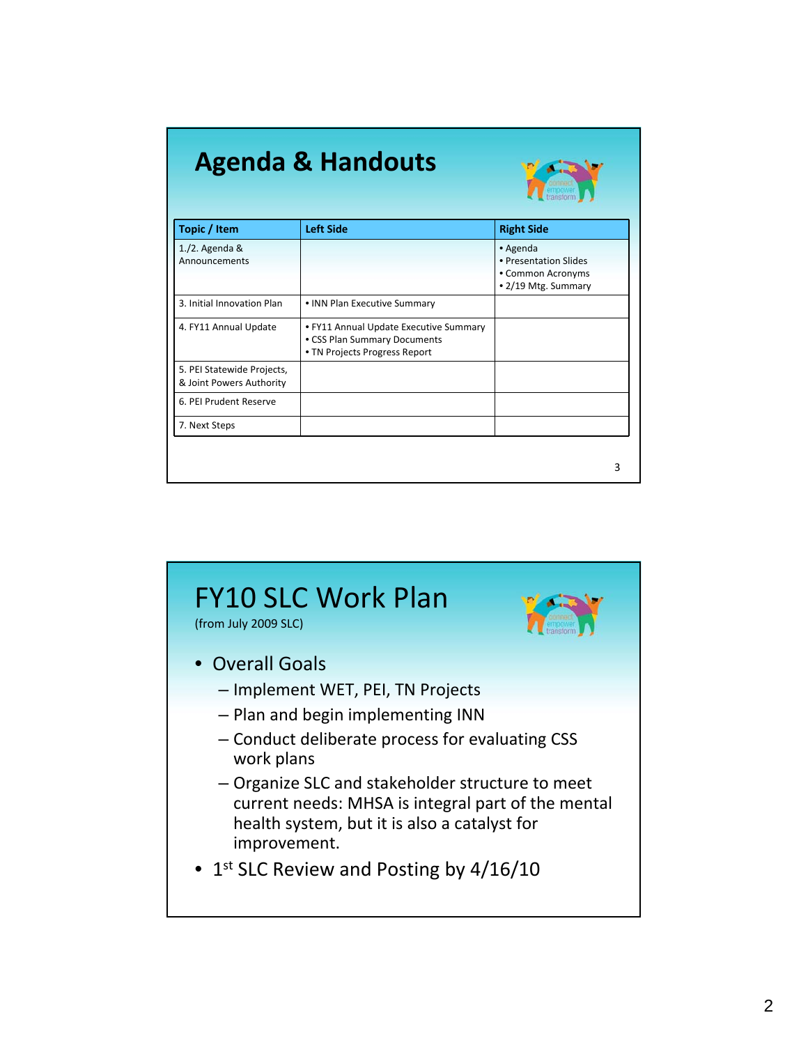## Agenda & Handouts

| Topic / Item | Left Side | Right Side |
|---|---|---|
| 1./2. Agenda & Announcements | | • Agenda<br>• Presentation Slides<br>• Common Acronyms<br>• 2/19 Mtg. Summary |
| 3. Initial Innovation Plan | • INN Plan Executive Summary | |
| 4. FY11 Annual Update | • FY11 Annual Update Executive Summary<br>• CSS Plan Summary Documents<br>• TN Projects Progress Report | |
| 5. PEI Statewide Projects, & Joint Powers Authority | | |
| 6. PEI Prudent Reserve | | |
| 7. Next Steps | | |

## FY10 SLC Work Plan

(from July 2009 SLC)

- Overall Goals
  - Implement WET, PEI, TN Projects
  - Plan and begin implementing INN
  - Conduct deliberate process for evaluating CSS work plans
  - Organize SLC and stakeholder structure to meet current needs: MHSA is integral part of the mental health system, but it is also a catalyst for improvement.
- 1st SLC Review and Posting by 4/16/10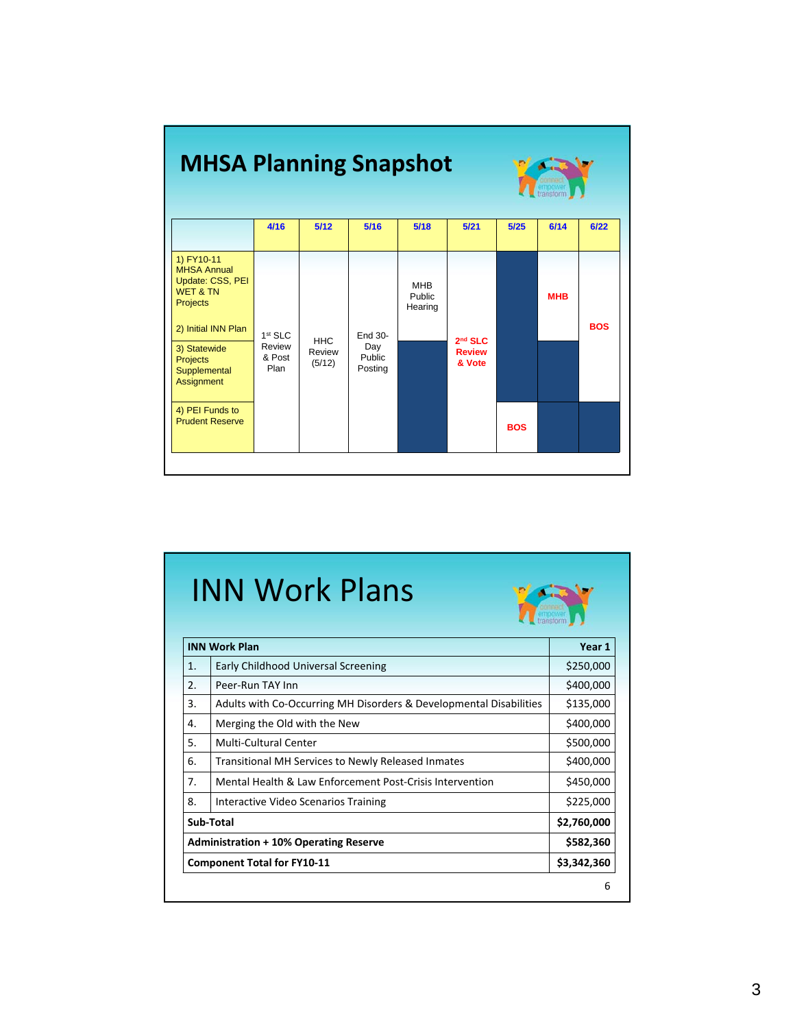## MHSA Planning Snapshot

| | 4/16 | 5/12 | 5/16 | 5/18 | 5/21 | 5/25 | 6/14 | 6/22 |
|---|---|---|---|---|---|---|---|---|
| 1) FY10-11 MHSA Annual Update: CSS, PEI WET & TN Projects<br>2) Initial INN Plan | 1st SLC Review & Post Plan | HHC Review (5/12) | End 30-Day Public Posting | MHB Public Hearing | 2nd SLC Review & Vote | | MHB | BOS |
| 3) Statewide Projects Supplemental Assignment | | | | | | | | |
| 4) PEI Funds to Prudent Reserve | | | | | | BOS | | |

## INN Work Plans

| | INN Work Plan | Year 1 |
|---|---|---|
| 1. | Early Childhood Universal Screening | $250,000 |
| 2. | Peer-Run TAY Inn | $400,000 |
| 3. | Adults with Co-Occurring MH Disorders & Developmental Disabilities | $135,000 |
| 4. | Merging the Old with the New | $400,000 |
| 5. | Multi-Cultural Center | $500,000 |
| 6. | Transitional MH Services to Newly Released Inmates | $400,000 |
| 7. | Mental Health & Law Enforcement Post-Crisis Intervention | $450,000 |
| 8. | Interactive Video Scenarios Training | $225,000 |
| **Sub-Total** | | **$2,760,000** |
| **Administration + 10% Operating Reserve** | | **$582,360** |
| **Component Total for FY10-11** | | **$3,342,360** |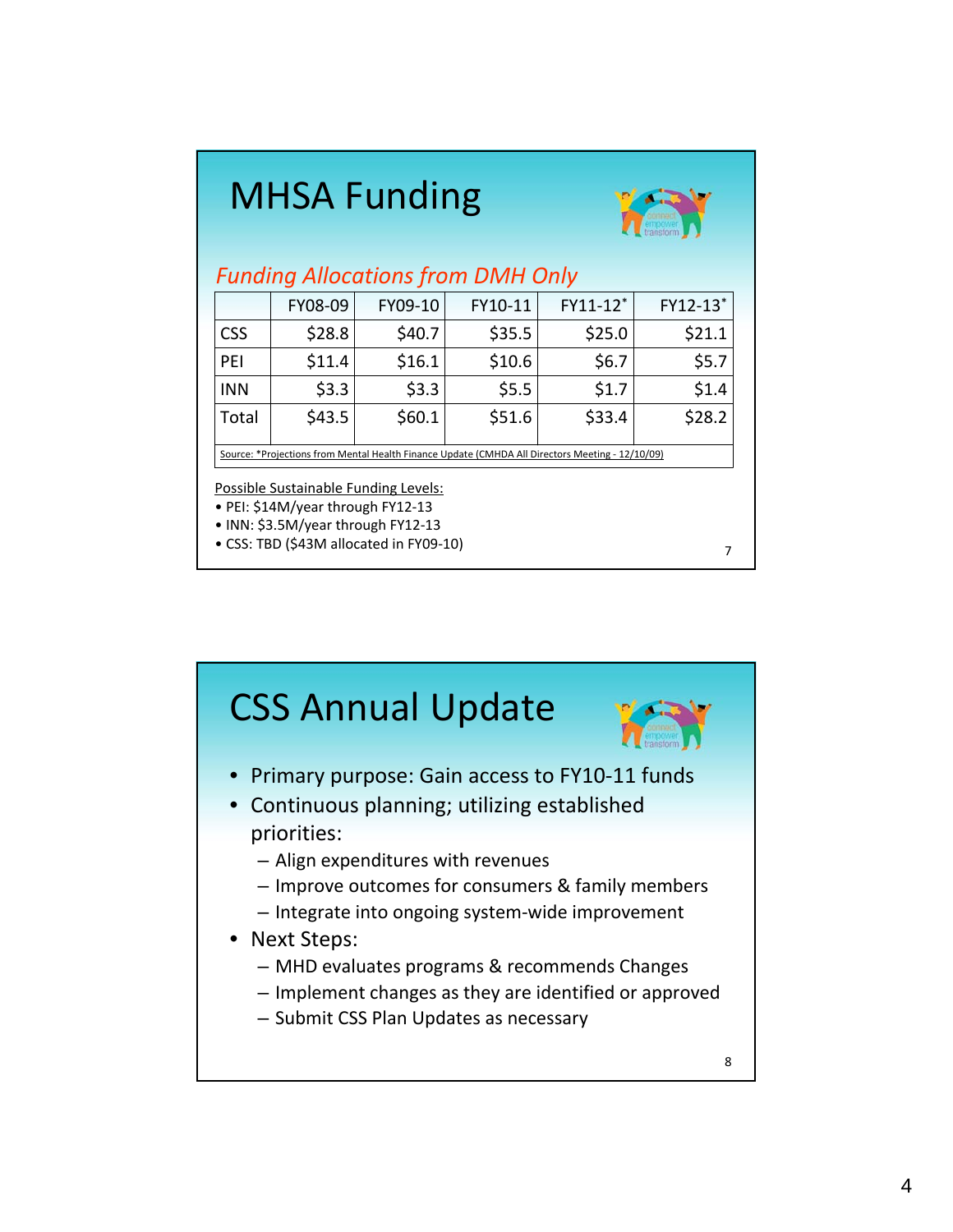# MHSA Funding

*Funding Allocations from DMH Only*

| | FY08-09 | FY09-10 | FY10-11 | FY11-12* | FY12-13* |
|---|---|---|---|---|---|
| CSS | $28.8 | $40.7 | $35.5 | $25.0 | $21.1 |
| PEI | $11.4 | $16.1 | $10.6 | $6.7 | $5.7 |
| INN | $3.3 | $3.3 | $5.5 | $1.7 | $1.4 |
| Total | $43.5 | $60.1 | $51.6 | $33.4 | $28.2 |

Source: *Projections from Mental Health Finance Update (CMHDA All Directors Meeting - 12/10/09)

Possible Sustainable Funding Levels:

- PEI: $14M/year through FY12-13
- INN: $3.5M/year through FY12-13
- CSS: TBD ($43M allocated in FY09-10)

# CSS Annual Update

- Primary purpose: Gain access to FY10-11 funds
- Continuous planning; utilizing established priorities:
  - Align expenditures with revenues
  - Improve outcomes for consumers & family members
  - Integrate into ongoing system-wide improvement
- Next Steps:
  - MHD evaluates programs & recommends Changes
  - Implement changes as they are identified or approved
  - Submit CSS Plan Updates as necessary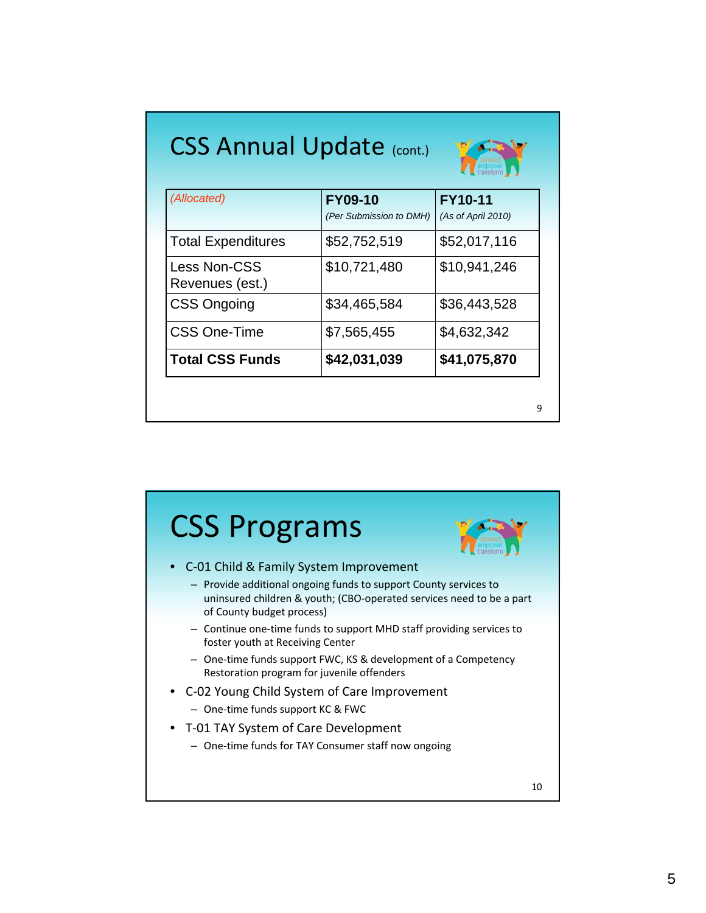## CSS Annual Update (cont.)

| *(Allocated)* | **FY09-10** *(Per Submission to DMH)* | **FY10-11** *(As of April 2010)* |
|---|---|---|
| Total Expenditures | $52,752,519 | $52,017,116 |
| Less Non-CSS Revenues (est.) | $10,721,480 | $10,941,246 |
| CSS Ongoing | $34,465,584 | $36,443,528 |
| CSS One-Time | $7,565,455 | $4,632,342 |
| **Total CSS Funds** | **$42,031,039** | **$41,075,870** |

## CSS Programs

- C-01 Child & Family System Improvement
  - Provide additional ongoing funds to support County services to uninsured children & youth; (CBO-operated services need to be a part of County budget process)
  - Continue one-time funds to support MHD staff providing services to foster youth at Receiving Center
  - One-time funds support FWC, KS & development of a Competency Restoration program for juvenile offenders
- C-02 Young Child System of Care Improvement
  - One-time funds support KC & FWC
- T-01 TAY System of Care Development
  - One-time funds for TAY Consumer staff now ongoing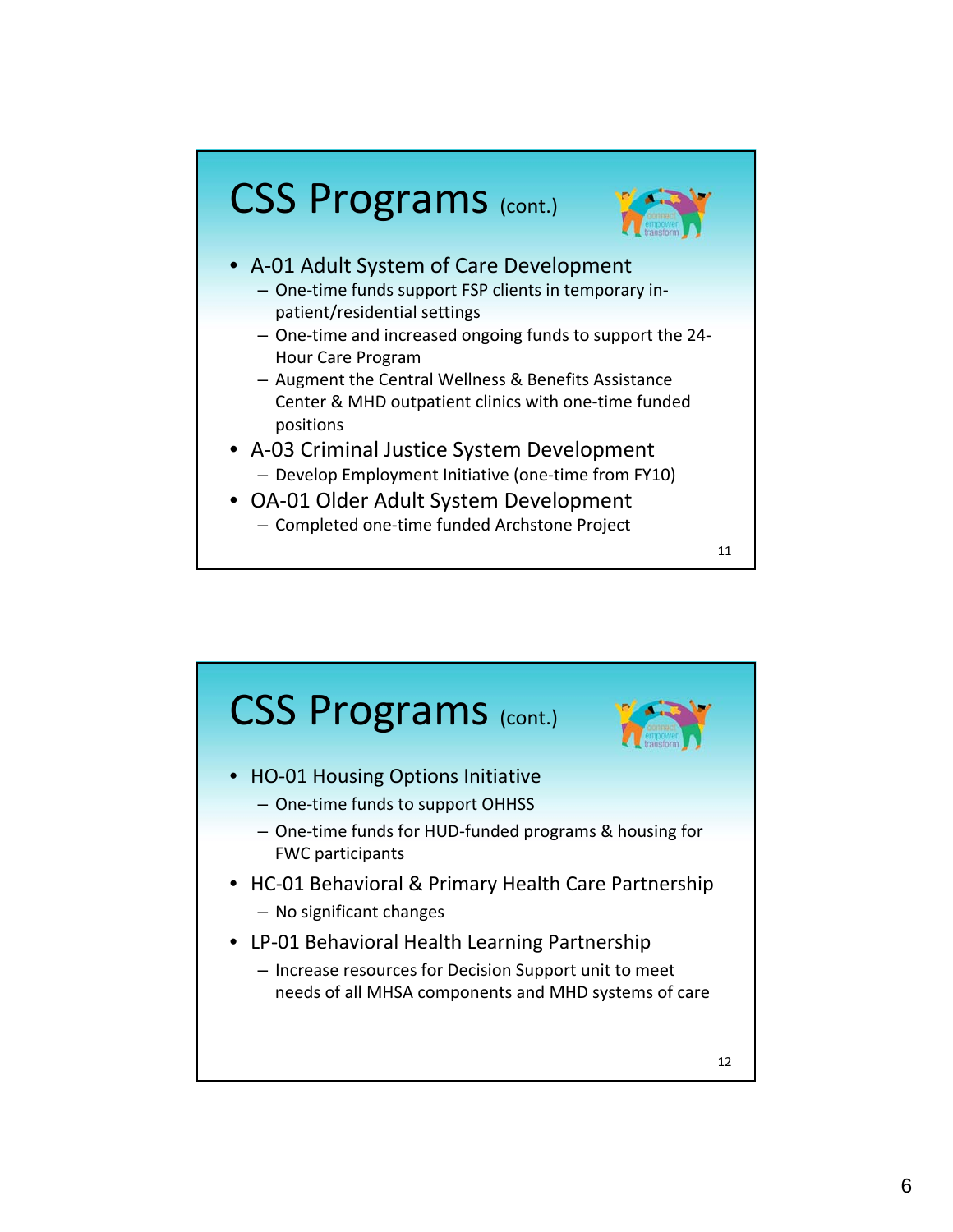## CSS Programs (cont.)

- A-01 Adult System of Care Development
  - One-time funds support FSP clients in temporary in-patient/residential settings
  - One-time and increased ongoing funds to support the 24-Hour Care Program
  - Augment the Central Wellness & Benefits Assistance Center & MHD outpatient clinics with one-time funded positions
- A-03 Criminal Justice System Development
  - Develop Employment Initiative (one-time from FY10)
- OA-01 Older Adult System Development
  - Completed one-time funded Archstone Project

## CSS Programs (cont.)

- HO-01 Housing Options Initiative
  - One-time funds to support OHHSS
  - One-time funds for HUD-funded programs & housing for FWC participants
- HC-01 Behavioral & Primary Health Care Partnership
  - No significant changes
- LP-01 Behavioral Health Learning Partnership
  - Increase resources for Decision Support unit to meet needs of all MHSA components and MHD systems of care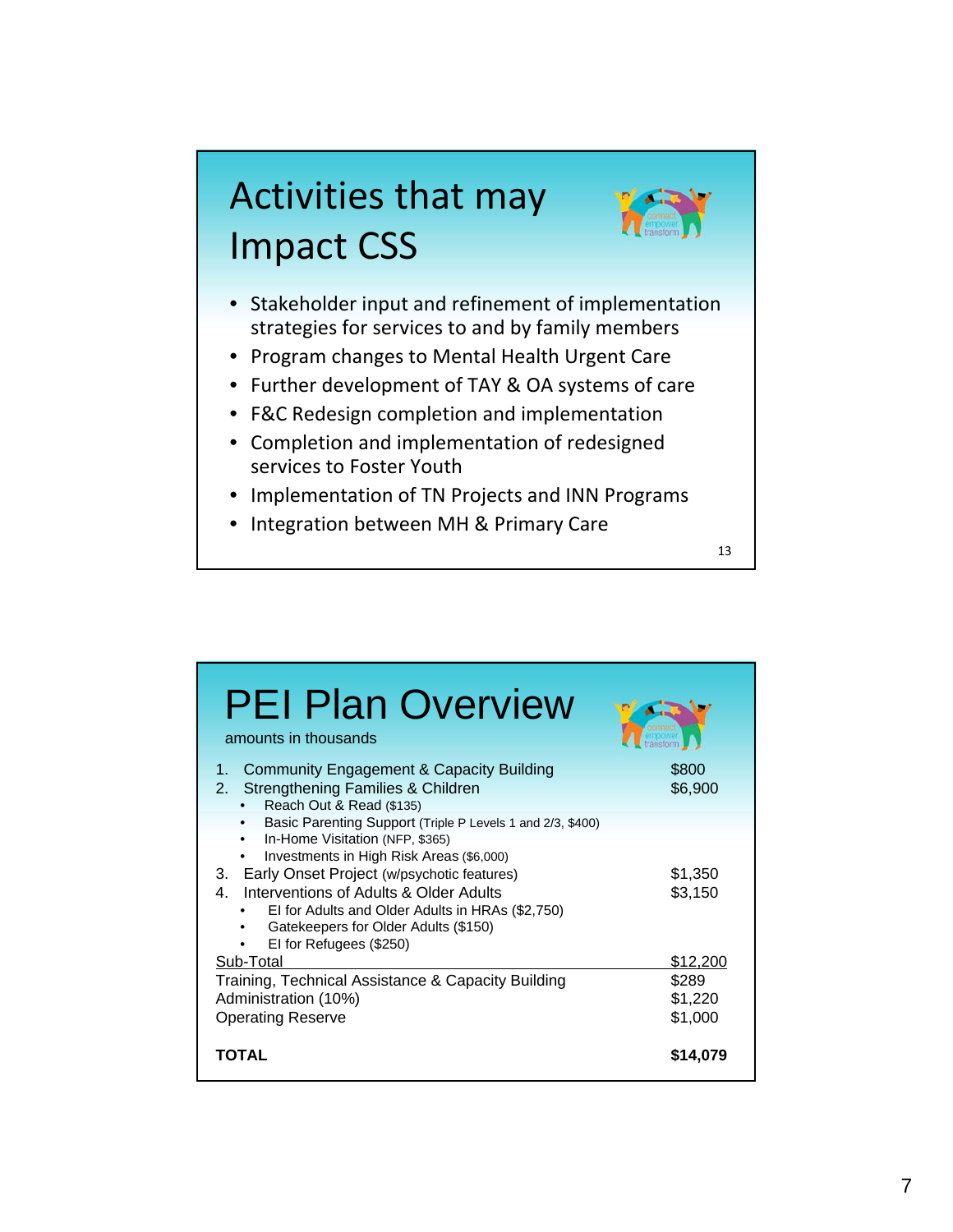## Activities that may Impact CSS

- Stakeholder input and refinement of implementation strategies for services to and by family members
- Program changes to Mental Health Urgent Care
- Further development of TAY & OA systems of care
- F&C Redesign completion and implementation
- Completion and implementation of redesigned services to Foster Youth
- Implementation of TN Projects and INN Programs
- Integration between MH & Primary Care

13

## PEI Plan Overview

amounts in thousands

| | |
|---|---|
| 1. Community Engagement & Capacity Building | $800 |
| 2. Strengthening Families & Children | $6,900 |
| • Reach Out & Read ($135) | |
| • Basic Parenting Support (Triple P Levels 1 and 2/3, $400) | |
| • In-Home Visitation (NFP, $365) | |
| • Investments in High Risk Areas ($6,000) | |
| 3. Early Onset Project (w/psychotic features) | $1,350 |
| 4. Interventions of Adults & Older Adults | $3,150 |
| • EI for Adults and Older Adults in HRAs ($2,750) | |
| • Gatekeepers for Older Adults ($150) | |
| • EI for Refugees ($250) | |
| Sub-Total | $12,200 |
| Training, Technical Assistance & Capacity Building | $289 |
| Administration (10%) | $1,220 |
| Operating Reserve | $1,000 |
| **TOTAL** | **$14,079** |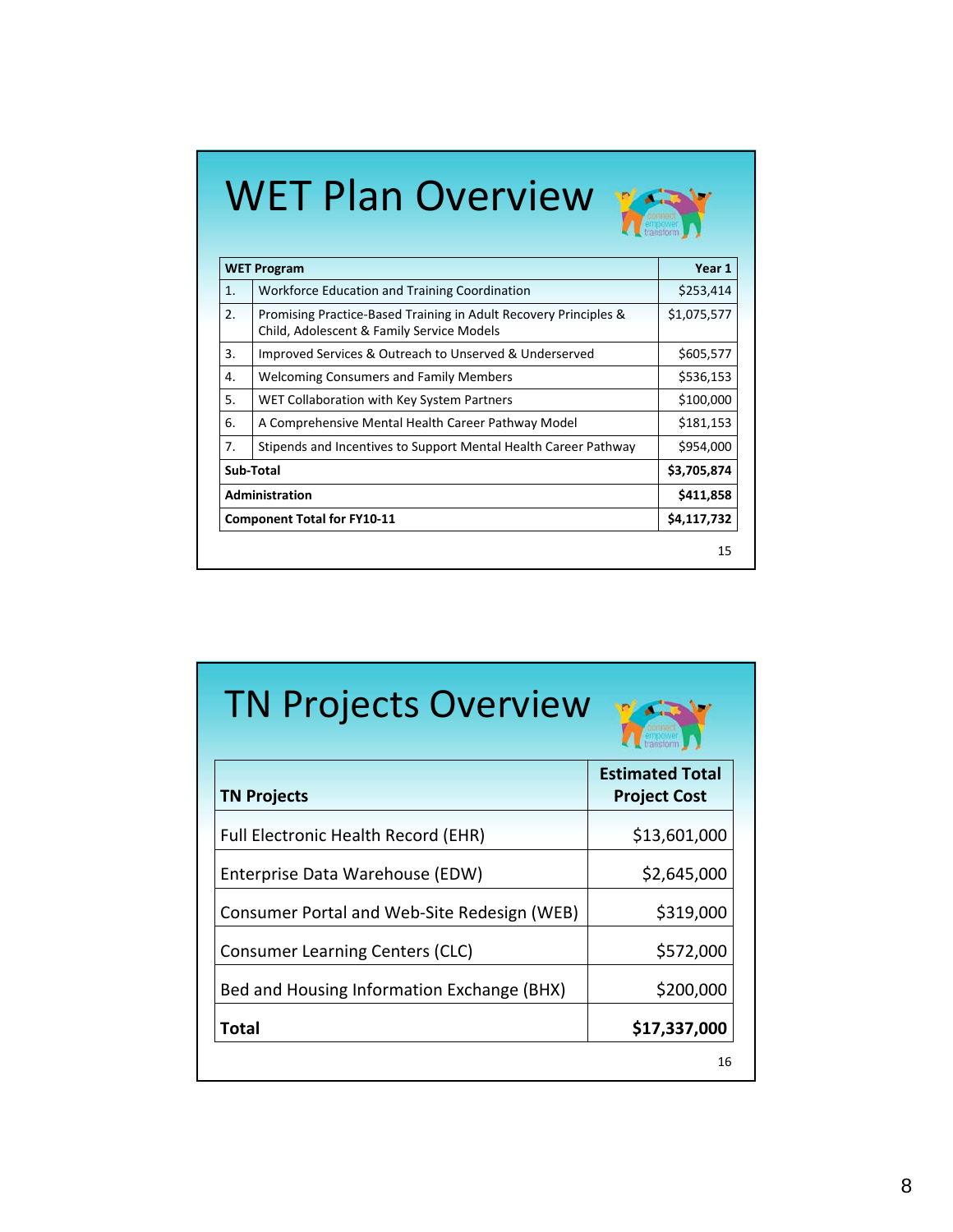# WET Plan Overview

| WET Program | | Year 1 |
|---|---|---|
| 1. | Workforce Education and Training Coordination | $253,414 |
| 2. | Promising Practice-Based Training in Adult Recovery Principles & Child, Adolescent & Family Service Models | $1,075,577 |
| 3. | Improved Services & Outreach to Unserved & Underserved | $605,577 |
| 4. | Welcoming Consumers and Family Members | $536,153 |
| 5. | WET Collaboration with Key System Partners | $100,000 |
| 6. | A Comprehensive Mental Health Career Pathway Model | $181,153 |
| 7. | Stipends and Incentives to Support Mental Health Career Pathway | $954,000 |
| **Sub-Total** | | **$3,705,874** |
| **Administration** | | **$411,858** |
| **Component Total for FY10-11** | | **$4,117,732** |

# TN Projects Overview

| TN Projects | Estimated Total Project Cost |
|---|---|
| Full Electronic Health Record (EHR) | $13,601,000 |
| Enterprise Data Warehouse (EDW) | $2,645,000 |
| Consumer Portal and Web-Site Redesign (WEB) | $319,000 |
| Consumer Learning Centers (CLC) | $572,000 |
| Bed and Housing Information Exchange (BHX) | $200,000 |
| **Total** | **$17,337,000** |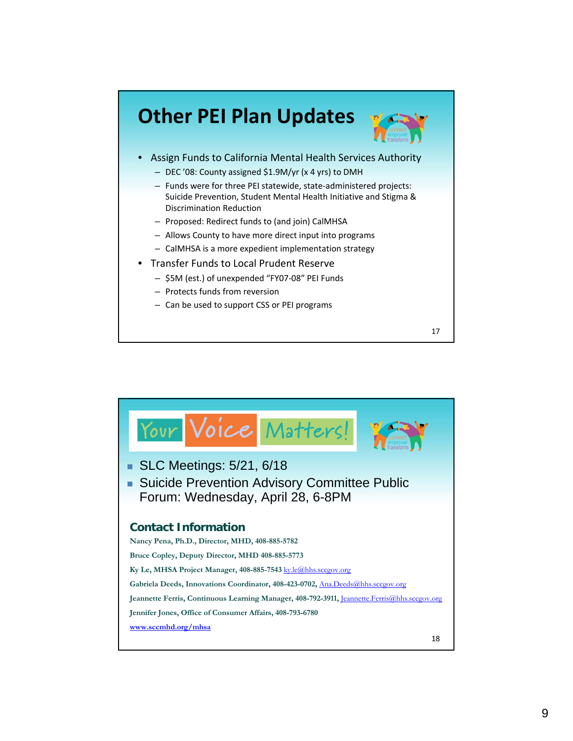# Other PEI Plan Updates

- Assign Funds to California Mental Health Services Authority
  - DEC '08: County assigned $1.9M/yr (x 4 yrs) to DMH
  - Funds were for three PEI statewide, state-administered projects: Suicide Prevention, Student Mental Health Initiative and Stigma & Discrimination Reduction
  - Proposed: Redirect funds to (and join) CalMHSA
  - Allows County to have more direct input into programs
  - CalMHSA is a more expedient implementation strategy
- Transfer Funds to Local Prudent Reserve
  - $5M (est.) of unexpended "FY07-08" PEI Funds
  - Protects funds from reversion
  - Can be used to support CSS or PEI programs

17

# Your Voice Matters!

- SLC Meetings: 5/21, 6/18
- Suicide Prevention Advisory Committee Public Forum: Wednesday, April 28, 6-8PM

## Contact Information

**Nancy Pena, Ph.D., Director, MHD, 408-885-5782**

**Bruce Copley, Deputy Director, MHD 408-885-5773**

**Ky Le, MHSA Project Manager, 408-885-7543** ky.le@hhs.sccgov.org

**Gabriela Deeds, Innovations Coordinator, 408-423-0702,** Ana.Deeds@hhs.sccgov.org

**Jeannette Ferris, Continuous Learning Manager, 408-792-3911,** Jeannette.Ferris@hhs.sccgov.org

**Jennifer Jones, Office of Consumer Affairs, 408-793-6780**

www.sccmhd.org/mhsa

18